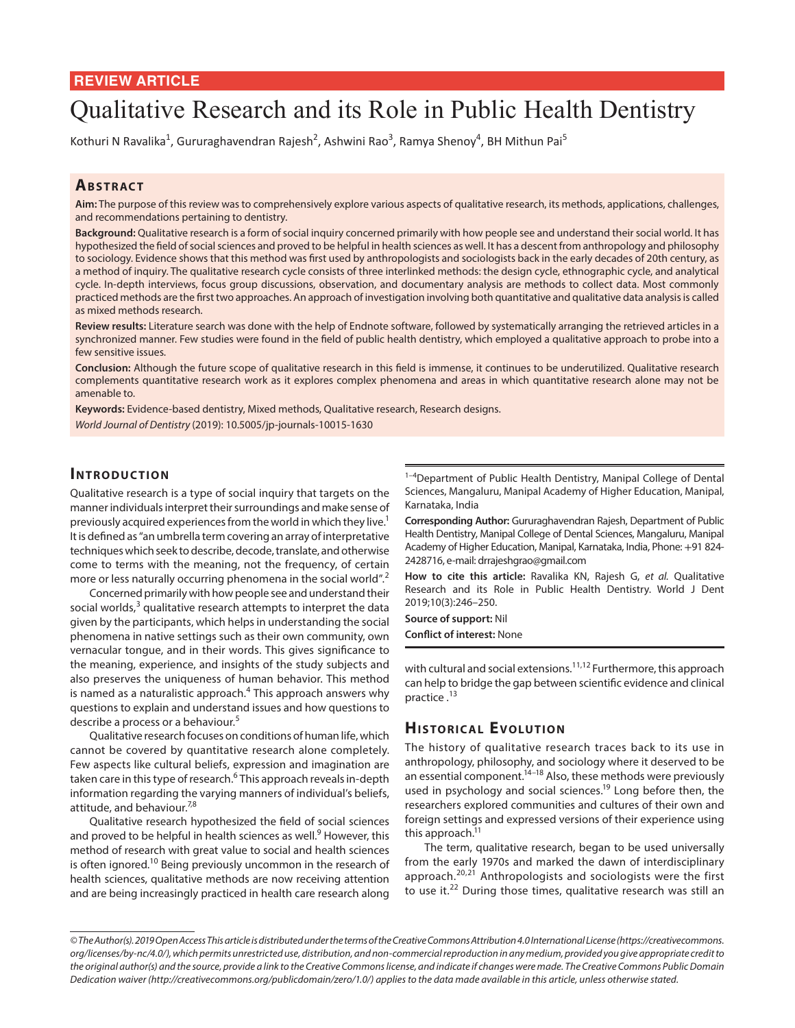REVIEW ARTICLE

# Qualitative Research and its Role in Public Health Dentistry

Kothuri N Ravalika[1], Gururaghavendran Rajesh[2], Ashwini Rao[3], Ramya Shenoy[4], BH Mithun Pai[5]

## Abstract

**Aim:** The purpose of this review was to comprehensively explore various aspects of qualitative research, its methods, applications, challenges, and recommendations pertaining to dentistry.

**Background:** Qualitative research is a form of social inquiry concerned primarily with how people see and understand their social world. It has hypothesized the field of social sciences and proved to be helpful in health sciences as well. It has a descent from anthropology and philosophy to sociology. Evidence shows that this method was first used by anthropologists and sociologists back in the early decades of 20th century, as a method of inquiry. The qualitative research cycle consists of three interlinked methods: the design cycle, ethnographic cycle, and analytical cycle. In-depth interviews, focus group discussions, observation, and documentary analysis are methods to collect data. Most commonly practiced methods are the first two approaches. An approach of investigation involving both quantitative and qualitative data analysis is called as mixed methods research.

**Review results:** Literature search was done with the help of Endnote software, followed by systematically arranging the retrieved articles in a synchronized manner. Few studies were found in the field of public health dentistry, which employed a qualitative approach to probe into a few sensitive issues.

**Conclusion:** Although the future scope of qualitative research in this field is immense, it continues to be underutilized. Qualitative research complements quantitative research work as it explores complex phenomena and areas in which quantitative research alone may not be amenable to.

**Keywords:** Evidence-based dentistry, Mixed methods, Qualitative research, Research designs.

*World Journal of Dentistry* (2019): 10.5005/jp-journals-10015-1630

## Introduction

Qualitative research is a type of social inquiry that targets on the manner individuals interpret their surroundings and make sense of previously acquired experiences from the world in which they live.[1] It is defined as "an umbrella term covering an array of interpretative techniques which seek to describe, decode, translate, and otherwise come to terms with the meaning, not the frequency, of certain more or less naturally occurring phenomena in the social world".[2]

Concerned primarily with how people see and understand their social worlds,[3] qualitative research attempts to interpret the data given by the participants, which helps in understanding the social phenomena in native settings such as their own community, own vernacular tongue, and in their words. This gives significance to the meaning, experience, and insights of the study subjects and also preserves the uniqueness of human behavior. This method is named as a naturalistic approach.[4] This approach answers why questions to explain and understand issues and how questions to describe a process or a behaviour.[5]

Qualitative research focuses on conditions of human life, which cannot be covered by quantitative research alone completely. Few aspects like cultural beliefs, expression and imagination are taken care in this type of research.[6] This approach reveals in-depth information regarding the varying manners of individual's beliefs, attitude, and behaviour.[7,8]

Qualitative research hypothesized the field of social sciences and proved to be helpful in health sciences as well.[9] However, this method of research with great value to social and health sciences is often ignored.[10] Being previously uncommon in the research of health sciences, qualitative methods are now receiving attention and are being increasingly practiced in health care research along with cultural and social extensions.[11,12] Furthermore, this approach can help to bridge the gap between scientific evidence and clinical practice.[13]

[1–4]Department of Public Health Dentistry, Manipal College of Dental Sciences, Mangaluru, Manipal Academy of Higher Education, Manipal, Karnataka, India

**Corresponding Author:** Gururaghavendran Rajesh, Department of Public Health Dentistry, Manipal College of Dental Sciences, Mangaluru, Manipal Academy of Higher Education, Manipal, Karnataka, India, Phone: +91 824-2428716, e-mail: drrajeshgrao@gmail.com

**How to cite this article:** Ravalika KN, Rajesh G, *et al.* Qualitative Research and its Role in Public Health Dentistry. World J Dent 2019;10(3):246–250.

**Source of support:** Nil

**Conflict of interest:** None

## Historical Evolution

The history of qualitative research traces back to its use in anthropology, philosophy, and sociology where it deserved to be an essential component.[14–18] Also, these methods were previously used in psychology and social sciences.[19] Long before then, the researchers explored communities and cultures of their own and foreign settings and expressed versions of their experience using this approach.[11]

The term, qualitative research, began to be used universally from the early 1970s and marked the dawn of interdisciplinary approach.[20,21] Anthropologists and sociologists were the first to use it.[22] During those times, qualitative research was still an

© The Author(s). 2019 Open Access This article is distributed under the terms of the Creative Commons Attribution 4.0 International License (https://creativecommons.org/licenses/by-nc/4.0/), which permits unrestricted use, distribution, and non-commercial reproduction in any medium, provided you give appropriate credit to the original author(s) and the source, provide a link to the Creative Commons license, and indicate if changes were made. The Creative Commons Public Domain Dedication waiver (http://creativecommons.org/publicdomain/zero/1.0/) applies to the data made available in this article, unless otherwise stated.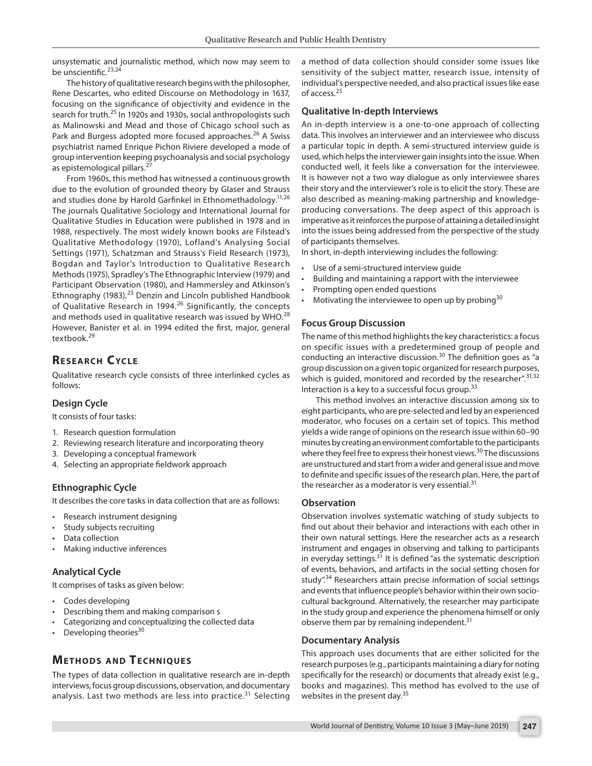unsystematic and journalistic method, which now may seem to be unscientific.[23,24]

The history of qualitative research begins with the philosopher, Rene Descartes, who edited Discourse on Methodology in 1637, focusing on the significance of objectivity and evidence in the search for truth.[25] In 1920s and 1930s, social anthropologists such as Malinowski and Mead and those of Chicago school such as Park and Burgess adopted more focused approaches.[26] A Swiss psychiatrist named Enrique Pichon Riviere developed a mode of group intervention keeping psychoanalysis and social psychology as epistemological pillars.[27]

From 1960s, this method has witnessed a continuous growth due to the evolution of grounded theory by Glaser and Strauss and studies done by Harold Garfinkel in Ethnomethadology.[11,26] The journals Qualitative Sociology and International Journal for Qualitative Studies in Education were published in 1978 and in 1988, respectively. The most widely known books are Filstead's Qualitative Methodology (1970), Lofland's Analysing Social Settings (1971), Schatzman and Strauss's Field Research (1973), Bogdan and Taylor's Introduction to Qualitative Research Methods (1975), Spradley's The Ethnographic Interview (1979) and Participant Observation (1980), and Hammersley and Atkinson's Ethnography (1983).[23] Denzin and Lincoln published Handbook of Qualitative Research in 1994.[26] Significantly, the concepts and methods used in qualitative research was issued by WHO.[28] However, Banister et al. in 1994 edited the first, major, general textbook.[29]

# Research Cycle

Qualitative research cycle consists of three interlinked cycles as follows:

## Design Cycle

It consists of four tasks:

1. Research question formulation
2. Reviewing research literature and incorporating theory
3. Developing a conceptual framework
4. Selecting an appropriate fieldwork approach

## Ethnographic Cycle

It describes the core tasks in data collection that are as follows:

- Research instrument designing
- Study subjects recruiting
- Data collection
- Making inductive inferences

## Analytical Cycle

It comprises of tasks as given below:

- Codes developing
- Describing them and making comparison s
- Categorizing and conceptualizing the collected data
- Developing theories[30]

# Methods and Techniques

The types of data collection in qualitative research are in-depth interviews, focus group discussions, observation, and documentary analysis. Last two methods are less into practice.[31] Selecting a method of data collection should consider some issues like sensitivity of the subject matter, research issue, intensity of individual's perspective needed, and also practical issues like ease of access.[25]

## Qualitative In-depth Interviews

An in-depth interview is a one-to-one approach of collecting data. This involves an interviewer and an interviewee who discuss a particular topic in depth. A semi-structured interview guide is used, which helps the interviewer gain insights into the issue. When conducted well, it feels like a conversation for the interviewee. It is however not a two way dialogue as only interviewee shares their story and the interviewer's role is to elicit the story. These are also described as meaning-making partnership and knowledge-producing conversations. The deep aspect of this approach is imperative as it reinforces the purpose of attaining a detailed insight into the issues being addressed from the perspective of the study of participants themselves.

In short, in-depth interviewing includes the following:

- Use of a semi-structured interview guide
- Building and maintaining a rapport with the interviewee
- Prompting open ended questions
- Motivating the interviewee to open up by probing[30]

## Focus Group Discussion

The name of this method highlights the key characteristics: a focus on specific issues with a predetermined group of people and conducting an interactive discussion.[30] The definition goes as "a group discussion on a given topic organized for research purposes, which is guided, monitored and recorded by the researcher".[31,32] Interaction is a key to a successful focus group.[33]

This method involves an interactive discussion among six to eight participants, who are pre-selected and led by an experienced moderator, who focuses on a certain set of topics. This method yields a wide range of opinions on the research issue within 60–90 minutes by creating an environment comfortable to the participants where they feel free to express their honest views.[30] The discussions are unstructured and start from a wider and general issue and move to definite and specific issues of the research plan. Here, the part of the researcher as a moderator is very essential.[31]

## Observation

Observation involves systematic watching of study subjects to find out about their behavior and interactions with each other in their own natural settings. Here the researcher acts as a research instrument and engages in observing and talking to participants in everyday settings.[31] It is defined "as the systematic description of events, behaviors, and artifacts in the social setting chosen for study".[34] Researchers attain precise information of social settings and events that influence people's behavior within their own socio-cultural background. Alternatively, the researcher may participate in the study group and experience the phenomena himself or only observe them par by remaining independent.[31]

## Documentary Analysis

This approach uses documents that are either solicited for the research purposes (e.g., participants maintaining a diary for noting specifically for the research) or documents that already exist (e.g., books and magazines). This method has evolved to the use of websites in the present day.[35]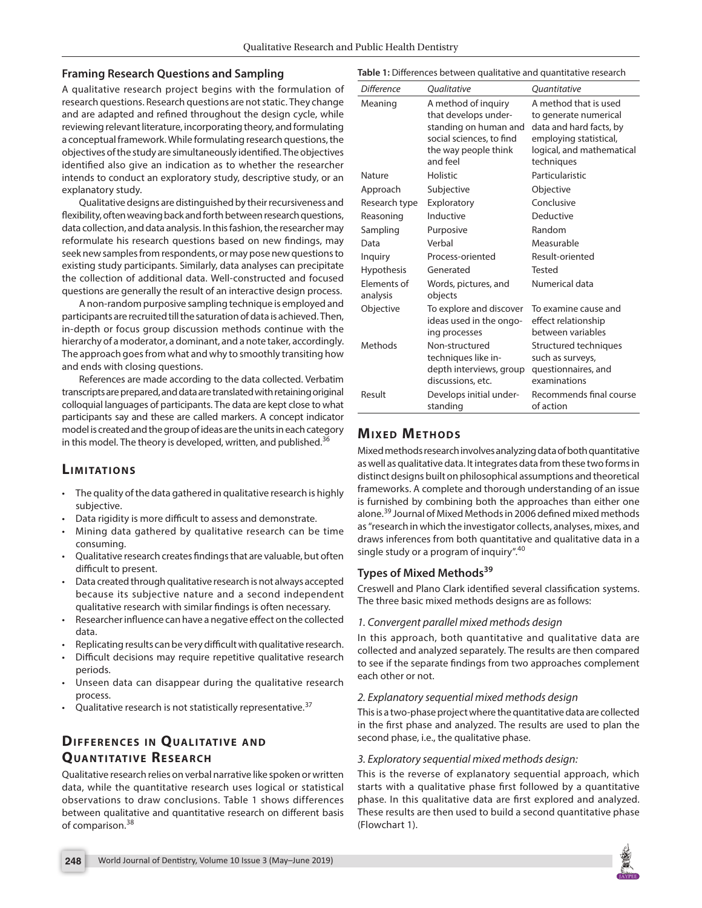## Framing Research Questions and Sampling

A qualitative research project begins with the formulation of research questions. Research questions are not static. They change and are adapted and refined throughout the design cycle, while reviewing relevant literature, incorporating theory, and formulating a conceptual framework. While formulating research questions, the objectives of the study are simultaneously identified. The objectives identified also give an indication as to whether the researcher intends to conduct an exploratory study, descriptive study, or an explanatory study.

Qualitative designs are distinguished by their recursiveness and flexibility, often weaving back and forth between research questions, data collection, and data analysis. In this fashion, the researcher may reformulate his research questions based on new findings, may seek new samples from respondents, or may pose new questions to existing study participants. Similarly, data analyses can precipitate the collection of additional data. Well-constructed and focused questions are generally the result of an interactive design process.

A non-random purposive sampling technique is employed and participants are recruited till the saturation of data is achieved. Then, in-depth or focus group discussion methods continue with the hierarchy of a moderator, a dominant, and a note taker, accordingly. The approach goes from what and why to smoothly transiting how and ends with closing questions.

References are made according to the data collected. Verbatim transcripts are prepared, and data are translated with retaining original colloquial languages of participants. The data are kept close to what participants say and these are called markers. A concept indicator model is created and the group of ideas are the units in each category in this model. The theory is developed, written, and published.[36]

# Limitations

- The quality of the data gathered in qualitative research is highly subjective.
- Data rigidity is more difficult to assess and demonstrate.
- Mining data gathered by qualitative research can be time consuming.
- Qualitative research creates findings that are valuable, but often difficult to present.
- Data created through qualitative research is not always accepted because its subjective nature and a second independent qualitative research with similar findings is often necessary.
- Researcher influence can have a negative effect on the collected data.
- Replicating results can be very difficult with qualitative research.
- Difficult decisions may require repetitive qualitative research periods.
- Unseen data can disappear during the qualitative research process.
- Qualitative research is not statistically representative.[37]

# Differences in Qualitative and Quantitative Research

Qualitative research relies on verbal narrative like spoken or written data, while the quantitative research uses logical or statistical observations to draw conclusions. Table 1 shows differences between qualitative and quantitative research on different basis of comparison.[38]

**Table 1:** Differences between qualitative and quantitative research

| *Difference* | *Qualitative* | *Quantitative* |
|---|---|---|
| Meaning | A method of inquiry that develops understanding on human and social sciences, to find the way people think and feel | A method that is used to generate numerical data and hard facts, by employing statistical, logical, and mathematical techniques |
| Nature | Holistic | Particularistic |
| Approach | Subjective | Objective |
| Research type | Exploratory | Conclusive |
| Reasoning | Inductive | Deductive |
| Sampling | Purposive | Random |
| Data | Verbal | Measurable |
| Inquiry | Process-oriented | Result-oriented |
| Hypothesis | Generated | Tested |
| Elements of analysis | Words, pictures, and objects | Numerical data |
| Objective | To explore and discover ideas used in the ongoing processes | To examine cause and effect relationship between variables |
| Methods | Non-structured techniques like in-depth interviews, group discussions, etc. | Structured techniques such as surveys, questionnaires, and examinations |
| Result | Develops initial understanding | Recommends final course of action |

# Mixed Methods

Mixed methods research involves analyzing data of both quantitative as well as qualitative data. It integrates data from these two forms in distinct designs built on philosophical assumptions and theoretical frameworks. A complete and thorough understanding of an issue is furnished by combining both the approaches than either one alone.[39] Journal of Mixed Methods in 2006 defined mixed methods as "research in which the investigator collects, analyses, mixes, and draws inferences from both quantitative and qualitative data in a single study or a program of inquiry".[40]

## Types of Mixed Methods[39]

Creswell and Plano Clark identified several classification systems. The three basic mixed methods designs are as follows:

### *1. Convergent parallel mixed methods design*

In this approach, both quantitative and qualitative data are collected and analyzed separately. The results are then compared to see if the separate findings from two approaches complement each other or not.

### *2. Explanatory sequential mixed methods design*

This is a two-phase project where the quantitative data are collected in the first phase and analyzed. The results are used to plan the second phase, i.e., the qualitative phase.

### *3. Exploratory sequential mixed methods design:*

This is the reverse of explanatory sequential approach, which starts with a qualitative phase first followed by a quantitative phase. In this qualitative data are first explored and analyzed. These results are then used to build a second quantitative phase (Flowchart 1).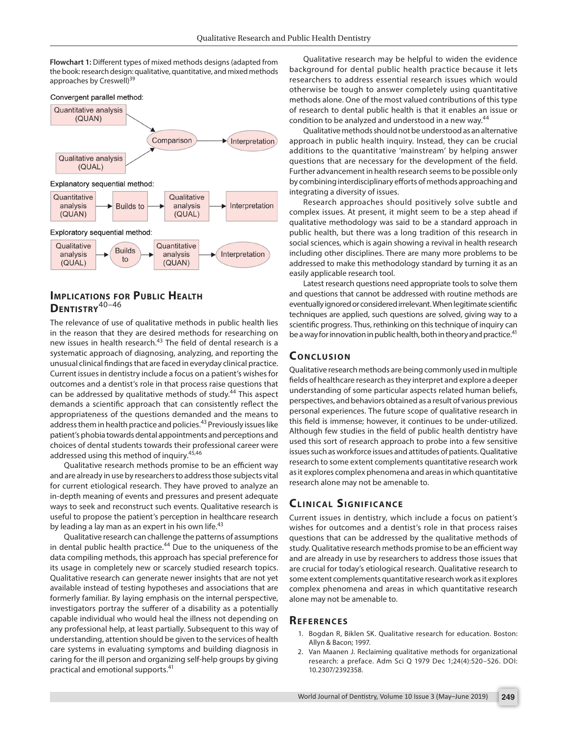**Flowchart 1:** Different types of mixed methods designs (adapted from the book: research design: qualitative, quantitative, and mixed methods approaches by Creswell)[39]

Convergent parallel method:

Quantitative analysis (QUAN) → Comparison → Interpretation
Qualitative analysis (QUAL) → Comparison

Explanatory sequential method:

Quantitative analysis (QUAN) → Builds to → Qualitative analysis (QUAL) → Interpretation

Exploratory sequential method:

Qualitative analysis (QUAL) → Builds to → Quantitative analysis (QUAN) → Interpretation

## Implications for Public Health Dentistry[40–46]

The relevance of use of qualitative methods in public health lies in the reason that they are desired methods for researching on new issues in health research.[43] The field of dental research is a systematic approach of diagnosing, analyzing, and reporting the unusual clinical findings that are faced in everyday clinical practice. Current issues in dentistry include a focus on a patient's wishes for outcomes and a dentist's role in that process raise questions that can be addressed by qualitative methods of study.[44] This aspect demands a scientific approach that can consistently reflect the appropriateness of the questions demanded and the means to address them in health practice and policies.[43] Previously issues like patient's phobia towards dental appointments and perceptions and choices of dental students towards their professional career were addressed using this method of inquiry.[45,46]

Qualitative research methods promise to be an efficient way and are already in use by researchers to address those subjects vital for current etiological research. They have proved to analyze an in-depth meaning of events and pressures and present adequate ways to seek and reconstruct such events. Qualitative research is useful to propose the patient's perception in healthcare research by leading a lay man as an expert in his own life.[43]

Qualitative research can challenge the patterns of assumptions in dental public health practice.[44] Due to the uniqueness of the data compiling methods, this approach has special preference for its usage in completely new or scarcely studied research topics. Qualitative research can generate newer insights that are not yet available instead of testing hypotheses and associations that are formerly familiar. By laying emphasis on the internal perspective, investigators portray the sufferer of a disability as a potentially capable individual who would heal the illness not depending on any professional help, at least partially. Subsequent to this way of understanding, attention should be given to the services of health care systems in evaluating symptoms and building diagnosis in caring for the ill person and organizing self-help groups by giving practical and emotional supports.[41]

Qualitative research may be helpful to widen the evidence background for dental public health practice because it lets researchers to address essential research issues which would otherwise be tough to answer completely using quantitative methods alone. One of the most valued contributions of this type of research to dental public health is that it enables an issue or condition to be analyzed and understood in a new way.[44]

Qualitative methods should not be understood as an alternative approach in public health inquiry. Instead, they can be crucial additions to the quantitative 'mainstream' by helping answer questions that are necessary for the development of the field. Further advancement in health research seems to be possible only by combining interdisciplinary efforts of methods approaching and integrating a diversity of issues.

Research approaches should positively solve subtle and complex issues. At present, it might seem to be a step ahead if qualitative methodology was said to be a standard approach in public health, but there was a long tradition of this research in social sciences, which is again showing a revival in health research including other disciplines. There are many more problems to be addressed to make this methodology standard by turning it as an easily applicable research tool.

Latest research questions need appropriate tools to solve them and questions that cannot be addressed with routine methods are eventually ignored or considered irrelevant. When legitimate scientific techniques are applied, such questions are solved, giving way to a scientific progress. Thus, rethinking on this technique of inquiry can be a way for innovation in public health, both in theory and practice.[41]

## Conclusion

Qualitative research methods are being commonly used in multiple fields of healthcare research as they interpret and explore a deeper understanding of some particular aspects related human beliefs, perspectives, and behaviors obtained as a result of various previous personal experiences. The future scope of qualitative research in this field is immense; however, it continues to be under-utilized. Although few studies in the field of public health dentistry have used this sort of research approach to probe into a few sensitive issues such as workforce issues and attitudes of patients. Qualitative research to some extent complements quantitative research work as it explores complex phenomena and areas in which quantitative research alone may not be amenable to.

## Clinical Significance

Current issues in dentistry, which include a focus on patient's wishes for outcomes and a dentist's role in that process raises questions that can be addressed by the qualitative methods of study. Qualitative research methods promise to be an efficient way and are already in use by researchers to address those issues that are crucial for today's etiological research. Qualitative research to some extent complements quantitative research work as it explores complex phenomena and areas in which quantitative research alone may not be amenable to.

## References

1. Bogdan R, Biklen SK. Qualitative research for education. Boston: Allyn & Bacon; 1997.
2. Van Maanen J. Reclaiming qualitative methods for organizational research: a preface. Adm Sci Q 1979 Dec 1;24(4):520–526. DOI: 10.2307/2392358.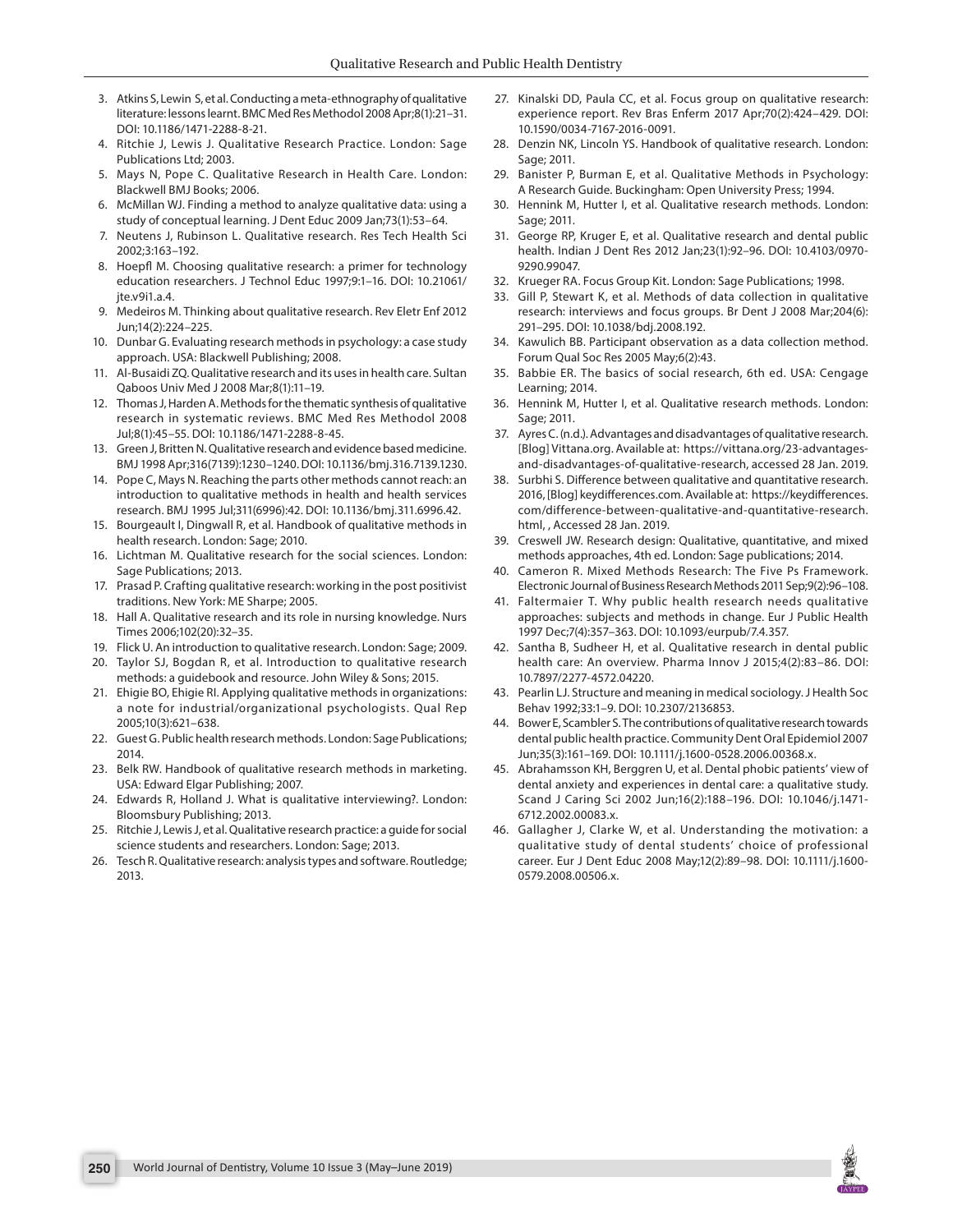3. Atkins S, Lewin S, et al. Conducting a meta-ethnography of qualitative literature: lessons learnt. BMC Med Res Methodol 2008 Apr;8(1):21–31. DOI: 10.1186/1471-2288-8-21.
4. Ritchie J, Lewis J. Qualitative Research Practice. London: Sage Publications Ltd; 2003.
5. Mays N, Pope C. Qualitative Research in Health Care. London: Blackwell BMJ Books; 2006.
6. McMillan WJ. Finding a method to analyze qualitative data: using a study of conceptual learning. J Dent Educ 2009 Jan;73(1):53–64.
7. Neutens J, Rubinson L. Qualitative research. Res Tech Health Sci 2002;3:163–192.
8. Hoepfl M. Choosing qualitative research: a primer for technology education researchers. J Technol Educ 1997;9:1–16. DOI: 10.21061/jte.v9i1.a.4.
9. Medeiros M. Thinking about qualitative research. Rev Eletr Enf 2012 Jun;14(2):224–225.
10. Dunbar G. Evaluating research methods in psychology: a case study approach. USA: Blackwell Publishing; 2008.
11. Al-Busaidi ZQ. Qualitative research and its uses in health care. Sultan Qaboos Univ Med J 2008 Mar;8(1):11–19.
12. Thomas J, Harden A. Methods for the thematic synthesis of qualitative research in systematic reviews. BMC Med Res Methodol 2008 Jul;8(1):45–55. DOI: 10.1186/1471-2288-8-45.
13. Green J, Britten N. Qualitative research and evidence based medicine. BMJ 1998 Apr;316(7139):1230–1240. DOI: 10.1136/bmj.316.7139.1230.
14. Pope C, Mays N. Reaching the parts other methods cannot reach: an introduction to qualitative methods in health and health services research. BMJ 1995 Jul;311(6996):42. DOI: 10.1136/bmj.311.6996.42.
15. Bourgeault I, Dingwall R, et al. Handbook of qualitative methods in health research. London: Sage; 2010.
16. Lichtman M. Qualitative research for the social sciences. London: Sage Publications; 2013.
17. Prasad P. Crafting qualitative research: working in the post positivist traditions. New York: ME Sharpe; 2005.
18. Hall A. Qualitative research and its role in nursing knowledge. Nurs Times 2006;102(20):32–35.
19. Flick U. An introduction to qualitative research. London: Sage; 2009.
20. Taylor SJ, Bogdan R, et al. Introduction to qualitative research methods: a guidebook and resource. John Wiley & Sons; 2015.
21. Ehigie BO, Ehigie RI. Applying qualitative methods in organizations: a note for industrial/organizational psychologists. Qual Rep 2005;10(3):621–638.
22. Guest G. Public health research methods. London: Sage Publications; 2014.
23. Belk RW. Handbook of qualitative research methods in marketing. USA: Edward Elgar Publishing; 2007.
24. Edwards R, Holland J. What is qualitative interviewing?. London: Bloomsbury Publishing; 2013.
25. Ritchie J, Lewis J, et al. Qualitative research practice: a guide for social science students and researchers. London: Sage; 2013.
26. Tesch R. Qualitative research: analysis types and software. Routledge; 2013.
27. Kinalski DD, Paula CC, et al. Focus group on qualitative research: experience report. Rev Bras Enferm 2017 Apr;70(2):424–429. DOI: 10.1590/0034-7167-2016-0091.
28. Denzin NK, Lincoln YS. Handbook of qualitative research. London: Sage; 2011.
29. Banister P, Burman E, et al. Qualitative Methods in Psychology: A Research Guide. Buckingham: Open University Press; 1994.
30. Hennink M, Hutter I, et al. Qualitative research methods. London: Sage; 2011.
31. George RP, Kruger E, et al. Qualitative research and dental public health. Indian J Dent Res 2012 Jan;23(1):92–96. DOI: 10.4103/0970-9290.99047.
32. Krueger RA. Focus Group Kit. London: Sage Publications; 1998.
33. Gill P, Stewart K, et al. Methods of data collection in qualitative research: interviews and focus groups. Br Dent J 2008 Mar;204(6):291–295. DOI: 10.1038/bdj.2008.192.
34. Kawulich BB. Participant observation as a data collection method. Forum Qual Soc Res 2005 May;6(2):43.
35. Babbie ER. The basics of social research, 6th ed. USA: Cengage Learning; 2014.
36. Hennink M, Hutter I, et al. Qualitative research methods. London: Sage; 2011.
37. Ayres C. (n.d.). Advantages and disadvantages of qualitative research. [Blog] Vittana.org. Available at: https://vittana.org/23-advantages-and-disadvantages-of-qualitative-research, accessed 28 Jan. 2019.
38. Surbhi S. Difference between qualitative and quantitative research. 2016, [Blog] keydifferences.com. Available at: https://keydifferences.com/difference-between-qualitative-and-quantitative-research.html, , Accessed 28 Jan. 2019.
39. Creswell JW. Research design: Qualitative, quantitative, and mixed methods approaches, 4th ed. London: Sage publications; 2014.
40. Cameron R. Mixed Methods Research: The Five Ps Framework. Electronic Journal of Business Research Methods 2011 Sep;9(2):96–108.
41. Faltermaier T. Why public health research needs qualitative approaches: subjects and methods in change. Eur J Public Health 1997 Dec;7(4):357–363. DOI: 10.1093/eurpub/7.4.357.
42. Santha B, Sudheer H, et al. Qualitative research in dental public health care: An overview. Pharma Innov J 2015;4(2):83–86. DOI: 10.7897/2277-4572.04220.
43. Pearlin LJ. Structure and meaning in medical sociology. J Health Soc Behav 1992;33:1–9. DOI: 10.2307/2136853.
44. Bower E, Scambler S. The contributions of qualitative research towards dental public health practice. Community Dent Oral Epidemiol 2007 Jun;35(3):161–169. DOI: 10.1111/j.1600-0528.2006.00368.x.
45. Abrahamsson KH, Berggren U, et al. Dental phobic patients' view of dental anxiety and experiences in dental care: a qualitative study. Scand J Caring Sci 2002 Jun;16(2):188–196. DOI: 10.1046/j.1471-6712.2002.00083.x.
46. Gallagher J, Clarke W, et al. Understanding the motivation: a qualitative study of dental students' choice of professional career. Eur J Dent Educ 2008 May;12(2):89–98. DOI: 10.1111/j.1600-0579.2008.00506.x.